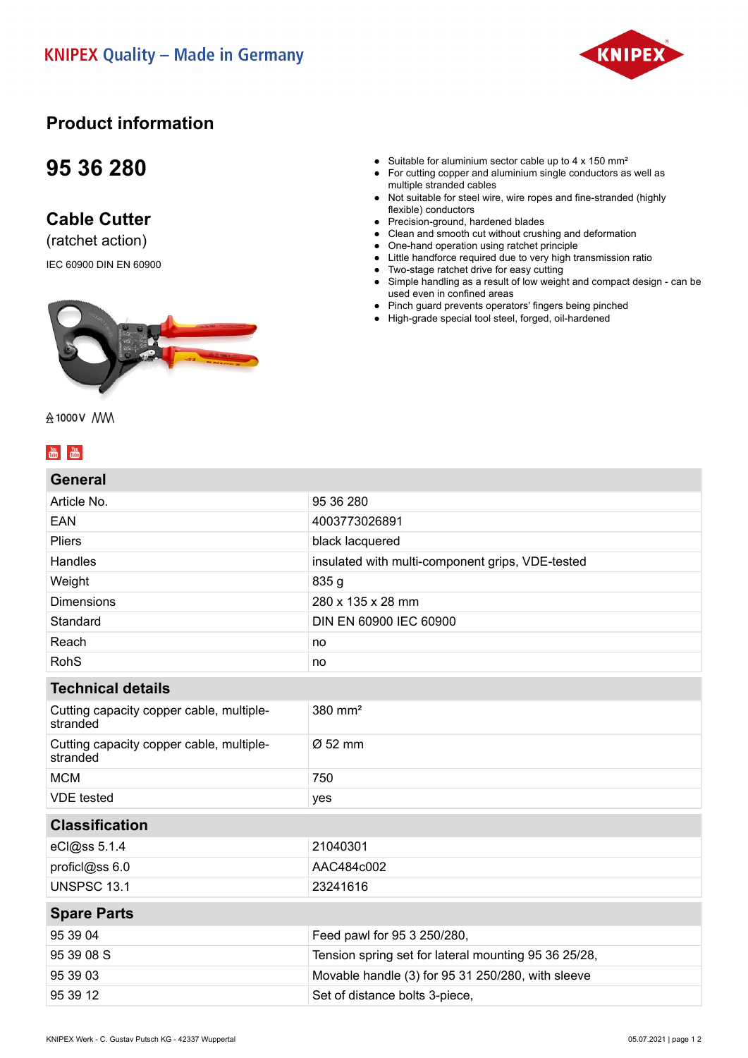KNIPEX Quality – Made in Germany

# Product information

## 95 36 280

## Cable Cutter

(ratchet action)

IEC 60900 DIN EN 60900

- Suitable for aluminium sector cable up to 4 x 150 mm²
- For cutting copper and aluminium single conductors as well as multiple stranded cables
- Not suitable for steel wire, wire ropes and fine-stranded (highly flexible) conductors
- Precision-ground, hardened blades
- Clean and smooth cut without crushing and deformation
- One-hand operation using ratchet principle
- Little handforce required due to very high transmission ratio
- Two-stage ratchet drive for easy cutting
- Simple handling as a result of low weight and compact design - can be used even in confined areas
- Pinch guard prevents operators' fingers being pinched
- High-grade special tool steel, forged, oil-hardened

1000 V

| General | |
|---|---|
| Article No. | 95 36 280 |
| EAN | 4003773026891 |
| Pliers | black lacquered |
| Handles | insulated with multi-component grips, VDE-tested |
| Weight | 835 g |
| Dimensions | 280 x 135 x 28 mm |
| Standard | DIN EN 60900 IEC 60900 |
| Reach | no |
| RohS | no |

| Technical details | |
|---|---|
| Cutting capacity copper cable, multiple-stranded | 380 mm² |
| Cutting capacity copper cable, multiple-stranded | Ø 52 mm |
| MCM | 750 |
| VDE tested | yes |

| Classification | |
|---|---|
| eCl@ss 5.1.4 | 21040301 |
| proficl@ss 6.0 | AAC484c002 |
| UNSPSC 13.1 | 23241616 |

| Spare Parts | |
|---|---|
| 95 39 04 | Feed pawl for 95 3 250/280, |
| 95 39 08 S | Tension spring set for lateral mounting 95 36 25/28, |
| 95 39 03 | Movable handle (3) for 95 31 250/280, with sleeve |
| 95 39 12 | Set of distance bolts 3-piece, |

KNIPEX Werk - C. Gustav Putsch KG - 42337 Wuppertal

05.07.2021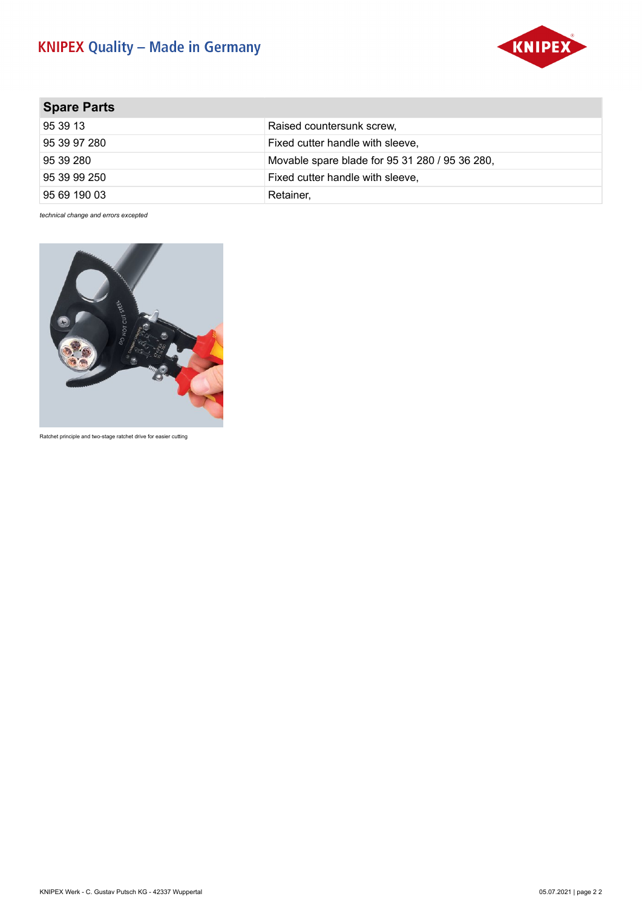## Spare Parts

| | |
|---|---|
| 95 39 13 | Raised countersunk screw, |
| 95 39 97 280 | Fixed cutter handle with sleeve, |
| 95 39 280 | Movable spare blade for 95 31 280 / 95 36 280, |
| 95 39 99 250 | Fixed cutter handle with sleeve, |
| 95 69 190 03 | Retainer, |

*technical change and errors excepted*

Ratchet principle and two-stage ratchet drive for easier cutting